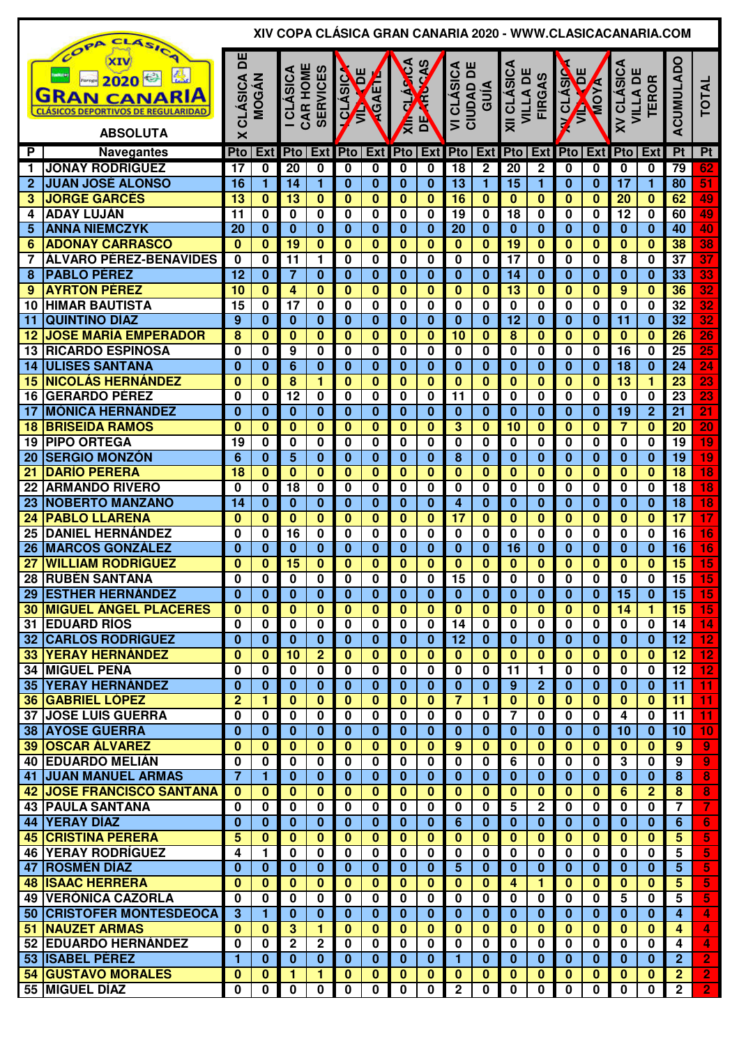# XIV COPA CLÁSICA GRAN CANARIA 2020 - WWW.CLASICACANARIA.COM

ABSOLUTA

| P | Navegantes | X CLÁSICA DE MOGÁN | | I CLÁSICA CAR HOME SERVICES | | I CLÁSICA VILLA DE AGAETE | | XIII CLÁSICA DE ARUCAS | | VI CLÁSICA CIUDAD DE GUÍA | | XII CLÁSICA VILLA DE FIRGAS | | XV CLÁSICA VILLA DE MOYA | | XV CLÁSICA VILLA DE TEROR | | ACUMULADO | TOTAL |
|---|---|---|---|---|---|---|---|---|---|---|---|---|---|---|---|---|---|---|---|
| | | Pto | Ext | Pto | Ext | Pto | Ext | Pto | Ext | Pto | Ext | Pto | Ext | Pto | Ext | Pto | Ext | Pt | Pt |
| 1 | JONAY RODRÍGUEZ | 17 | 0 | 20 | 0 | 0 | 0 | 0 | 0 | 18 | 2 | 20 | 2 | 0 | 0 | 0 | 0 | 79 | 62 |
| 2 | JUAN JOSÉ ALONSO | 16 | 1 | 14 | 1 | 0 | 0 | 0 | 0 | 13 | 1 | 15 | 1 | 0 | 0 | 17 | 1 | 80 | 51 |
| 3 | JORGE GARCÉS | 13 | 0 | 13 | 0 | 0 | 0 | 0 | 0 | 16 | 0 | 0 | 0 | 0 | 0 | 20 | 0 | 62 | 49 |
| 4 | ADAY LUJÁN | 11 | 0 | 0 | 0 | 0 | 0 | 0 | 0 | 19 | 0 | 18 | 0 | 0 | 0 | 12 | 0 | 60 | 49 |
| 5 | ANNA NIEMCZYK | 20 | 0 | 0 | 0 | 0 | 0 | 0 | 0 | 20 | 0 | 0 | 0 | 0 | 0 | 0 | 0 | 40 | 40 |
| 6 | ADONAY CARRASCO | 0 | 0 | 19 | 0 | 0 | 0 | 0 | 0 | 0 | 0 | 19 | 0 | 0 | 0 | 0 | 0 | 38 | 38 |
| 7 | ÁLVARO PÉREZ-BENAVIDES | 0 | 0 | 11 | 1 | 0 | 0 | 0 | 0 | 0 | 0 | 17 | 0 | 0 | 0 | 8 | 0 | 37 | 37 |
| 8 | PABLO PÉREZ | 12 | 0 | 7 | 0 | 0 | 0 | 0 | 0 | 0 | 0 | 14 | 0 | 0 | 0 | 0 | 0 | 33 | 33 |
| 9 | AYRTON PÉREZ | 10 | 0 | 4 | 0 | 0 | 0 | 0 | 0 | 0 | 0 | 13 | 0 | 0 | 0 | 9 | 0 | 36 | 32 |
| 10 | HIMAR BAUTISTA | 15 | 0 | 17 | 0 | 0 | 0 | 0 | 0 | 0 | 0 | 0 | 0 | 0 | 0 | 0 | 0 | 32 | 32 |
| 11 | QUINTINO DÍAZ | 9 | 0 | 0 | 0 | 0 | 0 | 0 | 0 | 0 | 0 | 12 | 0 | 0 | 0 | 11 | 0 | 32 | 32 |
| 12 | JOSE MARÍA EMPERADOR | 8 | 0 | 0 | 0 | 0 | 0 | 0 | 0 | 10 | 0 | 8 | 0 | 0 | 0 | 0 | 0 | 26 | 26 |
| 13 | RICARDO ESPINOSA | 0 | 0 | 9 | 0 | 0 | 0 | 0 | 0 | 0 | 0 | 0 | 0 | 0 | 0 | 16 | 0 | 25 | 25 |
| 14 | ULISES SANTANA | 0 | 0 | 6 | 0 | 0 | 0 | 0 | 0 | 0 | 0 | 0 | 0 | 0 | 0 | 18 | 0 | 24 | 24 |
| 15 | NICOLÁS HERNÁNDEZ | 0 | 0 | 8 | 1 | 0 | 0 | 0 | 0 | 0 | 0 | 0 | 0 | 0 | 0 | 13 | 1 | 23 | 23 |
| 16 | GERARDO PÉREZ | 0 | 0 | 12 | 0 | 0 | 0 | 0 | 0 | 11 | 0 | 0 | 0 | 0 | 0 | 0 | 0 | 23 | 23 |
| 17 | MÓNICA HERNÁNDEZ | 0 | 0 | 0 | 0 | 0 | 0 | 0 | 0 | 0 | 0 | 0 | 0 | 0 | 0 | 19 | 2 | 21 | 21 |
| 18 | BRISEIDA RAMOS | 0 | 0 | 0 | 0 | 0 | 0 | 0 | 0 | 3 | 0 | 10 | 0 | 0 | 0 | 7 | 0 | 20 | 20 |
| 19 | PIPO ORTEGA | 19 | 0 | 0 | 0 | 0 | 0 | 0 | 0 | 0 | 0 | 0 | 0 | 0 | 0 | 0 | 0 | 19 | 19 |
| 20 | SERGIO MONZÓN | 6 | 0 | 5 | 0 | 0 | 0 | 0 | 0 | 8 | 0 | 0 | 0 | 0 | 0 | 0 | 0 | 19 | 19 |
| 21 | DARÍO PERERA | 18 | 0 | 0 | 0 | 0 | 0 | 0 | 0 | 0 | 0 | 0 | 0 | 0 | 0 | 0 | 0 | 18 | 18 |
| 22 | ARMANDO RIVERO | 0 | 0 | 18 | 0 | 0 | 0 | 0 | 0 | 0 | 0 | 0 | 0 | 0 | 0 | 0 | 0 | 18 | 18 |
| 23 | NOBERTO MANZANO | 14 | 0 | 0 | 0 | 0 | 0 | 0 | 0 | 4 | 0 | 0 | 0 | 0 | 0 | 0 | 0 | 18 | 18 |
| 24 | PABLO LLARENA | 0 | 0 | 0 | 0 | 0 | 0 | 0 | 0 | 17 | 0 | 0 | 0 | 0 | 0 | 0 | 0 | 17 | 17 |
| 25 | DANIEL HERNÁNDEZ | 0 | 0 | 16 | 0 | 0 | 0 | 0 | 0 | 0 | 0 | 0 | 0 | 0 | 0 | 0 | 0 | 16 | 16 |
| 26 | MARCOS GONZÁLEZ | 0 | 0 | 0 | 0 | 0 | 0 | 0 | 0 | 0 | 0 | 16 | 0 | 0 | 0 | 0 | 0 | 16 | 16 |
| 27 | WILLIAM RODRÍGUEZ | 0 | 0 | 15 | 0 | 0 | 0 | 0 | 0 | 0 | 0 | 0 | 0 | 0 | 0 | 0 | 0 | 15 | 15 |
| 28 | RUBÉN SANTANA | 0 | 0 | 0 | 0 | 0 | 0 | 0 | 0 | 15 | 0 | 0 | 0 | 0 | 0 | 0 | 0 | 15 | 15 |
| 29 | ESTHER HERNÁNDEZ | 0 | 0 | 0 | 0 | 0 | 0 | 0 | 0 | 0 | 0 | 0 | 0 | 0 | 0 | 15 | 0 | 15 | 15 |
| 30 | MIGUEL ÁNGEL PLACERES | 0 | 0 | 0 | 0 | 0 | 0 | 0 | 0 | 0 | 0 | 0 | 0 | 0 | 0 | 14 | 1 | 15 | 15 |
| 31 | EDUARD RÍOS | 0 | 0 | 0 | 0 | 0 | 0 | 0 | 0 | 14 | 0 | 0 | 0 | 0 | 0 | 0 | 0 | 14 | 14 |
| 32 | CARLOS RODRÍGUEZ | 0 | 0 | 0 | 0 | 0 | 0 | 0 | 0 | 12 | 0 | 0 | 0 | 0 | 0 | 0 | 0 | 12 | 12 |
| 33 | YERAY HERNÁNDEZ | 0 | 0 | 10 | 2 | 0 | 0 | 0 | 0 | 0 | 0 | 0 | 0 | 0 | 0 | 0 | 0 | 12 | 12 |
| 34 | MIGUEL PEÑA | 0 | 0 | 0 | 0 | 0 | 0 | 0 | 0 | 0 | 0 | 11 | 1 | 0 | 0 | 0 | 0 | 12 | 12 |
| 35 | YERAY HERNÁNDEZ | 0 | 0 | 0 | 0 | 0 | 0 | 0 | 0 | 0 | 0 | 9 | 2 | 0 | 0 | 0 | 0 | 11 | 11 |
| 36 | GABRIEL LÓPEZ | 2 | 1 | 0 | 0 | 0 | 0 | 0 | 0 | 7 | 1 | 0 | 0 | 0 | 0 | 0 | 0 | 11 | 11 |
| 37 | JOSE LUIS GUERRA | 0 | 0 | 0 | 0 | 0 | 0 | 0 | 0 | 0 | 0 | 7 | 0 | 0 | 0 | 4 | 0 | 11 | 11 |
| 38 | AYOSE GUERRA | 0 | 0 | 0 | 0 | 0 | 0 | 0 | 0 | 0 | 0 | 0 | 0 | 0 | 0 | 10 | 0 | 10 | 10 |
| 39 | OSCAR ÁLVAREZ | 0 | 0 | 0 | 0 | 0 | 0 | 0 | 0 | 9 | 0 | 0 | 0 | 0 | 0 | 0 | 0 | 9 | 9 |
| 40 | EDUARDO MELIÁN | 0 | 0 | 0 | 0 | 0 | 0 | 0 | 0 | 0 | 0 | 6 | 0 | 0 | 0 | 3 | 0 | 9 | 9 |
| 41 | JUAN MANUEL ARMAS | 7 | 1 | 0 | 0 | 0 | 0 | 0 | 0 | 0 | 0 | 0 | 0 | 0 | 0 | 0 | 0 | 8 | 8 |
| 42 | JOSE FRANCISCO SANTANA | 0 | 0 | 0 | 0 | 0 | 0 | 0 | 0 | 0 | 0 | 0 | 0 | 0 | 0 | 6 | 2 | 8 | 8 |
| 43 | PAULA SANTANA | 0 | 0 | 0 | 0 | 0 | 0 | 0 | 0 | 0 | 0 | 5 | 2 | 0 | 0 | 0 | 0 | 7 | 7 |
| 44 | YERAY DÍAZ | 0 | 0 | 0 | 0 | 0 | 0 | 0 | 0 | 6 | 0 | 0 | 0 | 0 | 0 | 0 | 0 | 6 | 6 |
| 45 | CRISTINA PERERA | 5 | 0 | 0 | 0 | 0 | 0 | 0 | 0 | 0 | 0 | 0 | 0 | 0 | 0 | 0 | 0 | 5 | 5 |
| 46 | YERAY RODRÍGUEZ | 4 | 1 | 0 | 0 | 0 | 0 | 0 | 0 | 0 | 0 | 0 | 0 | 0 | 0 | 0 | 0 | 5 | 5 |
| 47 | ROSMÉN DÍAZ | 0 | 0 | 0 | 0 | 0 | 0 | 0 | 0 | 5 | 0 | 0 | 0 | 0 | 0 | 0 | 0 | 5 | 5 |
| 48 | ISAAC HERRERA | 0 | 0 | 0 | 0 | 0 | 0 | 0 | 0 | 0 | 0 | 4 | 1 | 0 | 0 | 0 | 0 | 5 | 5 |
| 49 | VERÓNICA CAZORLA | 0 | 0 | 0 | 0 | 0 | 0 | 0 | 0 | 0 | 0 | 0 | 0 | 0 | 0 | 5 | 0 | 5 | 5 |
| 50 | CRISTOFER MONTESDEOCA | 3 | 1 | 0 | 0 | 0 | 0 | 0 | 0 | 0 | 0 | 0 | 0 | 0 | 0 | 0 | 0 | 4 | 4 |
| 51 | NAUZET ARMAS | 0 | 0 | 3 | 1 | 0 | 0 | 0 | 0 | 0 | 0 | 0 | 0 | 0 | 0 | 0 | 0 | 4 | 4 |
| 52 | EDUARDO HERNÁNDEZ | 0 | 0 | 2 | 2 | 0 | 0 | 0 | 0 | 0 | 0 | 0 | 0 | 0 | 0 | 0 | 0 | 4 | 4 |
| 53 | ISABEL PÉREZ | 1 | 0 | 0 | 0 | 0 | 0 | 0 | 0 | 1 | 0 | 0 | 0 | 0 | 0 | 0 | 0 | 2 | 2 |
| 54 | GUSTAVO MORALES | 0 | 0 | 1 | 1 | 0 | 0 | 0 | 0 | 0 | 0 | 0 | 0 | 0 | 0 | 0 | 0 | 2 | 2 |
| 55 | MIGUEL DÍAZ | 0 | 0 | 0 | 0 | 0 | 0 | 0 | 0 | 2 | 0 | 0 | 0 | 0 | 0 | 0 | 0 | 2 | 2 |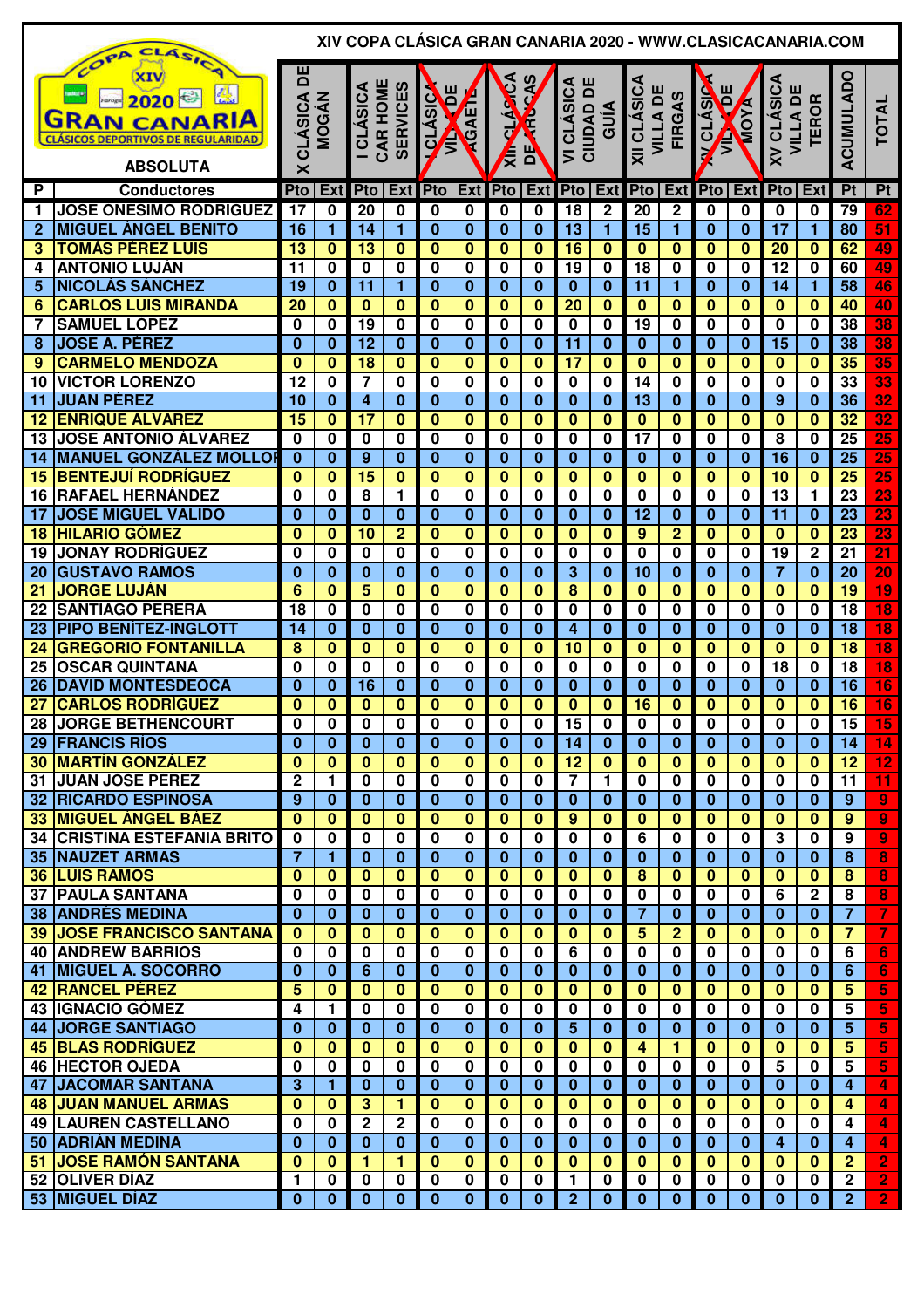# XIV COPA CLÁSICA GRAN CANARIA 2020 - WWW.CLASICACANARIA.COM

## ABSOLUTA

| P | Conductores | X CLÁSICA DE MOGÁN | | I CLÁSICA CAR HOME SERVICES | | I CLÁSICA VILLA DE AGAETE | | XIII CLÁSICA DE ARUCAS | | VI CLÁSICA CIUDAD DE GUÍA | | XII CLÁSICA VILLA DE FIRGAS | | XV CLÁSICA VILLA DE MOYA | | XV CLÁSICA VILLA DE TEROR | | ACUMULADO | TOTAL |
|---|---|---|---|---|---|---|---|---|---|---|---|---|---|---|---|---|---|---|---|
| | | Pto | Ext | Pto | Ext | Pto | Ext | Pto | Ext | Pto | Ext | Pto | Ext | Pto | Ext | Pto | Ext | Pt | Pt |
| 1 | JOSE ONESIMO RODRIGUEZ | 17 | 0 | 20 | 0 | 0 | 0 | 0 | 0 | 18 | 2 | 20 | 2 | 0 | 0 | 0 | 0 | 79 | 62 |
| 2 | MIGUEL ÁNGEL BENITO | 16 | 1 | 14 | 1 | 0 | 0 | 0 | 0 | 13 | 1 | 15 | 1 | 0 | 0 | 17 | 1 | 80 | 51 |
| 3 | TOMÁS PÉREZ LUIS | 13 | 0 | 13 | 0 | 0 | 0 | 0 | 0 | 16 | 0 | 0 | 0 | 0 | 0 | 20 | 0 | 62 | 49 |
| 4 | ANTONIO LUJÁN | 11 | 0 | 0 | 0 | 0 | 0 | 0 | 0 | 19 | 0 | 18 | 0 | 0 | 0 | 12 | 0 | 60 | 49 |
| 5 | NICOLÁS SÁNCHEZ | 19 | 0 | 11 | 1 | 0 | 0 | 0 | 0 | 0 | 0 | 11 | 1 | 0 | 0 | 14 | 1 | 58 | 46 |
| 6 | CARLOS LUIS MIRANDA | 20 | 0 | 0 | 0 | 0 | 0 | 0 | 0 | 20 | 0 | 0 | 0 | 0 | 0 | 0 | 0 | 40 | 40 |
| 7 | SAMUEL LÓPEZ | 0 | 0 | 19 | 0 | 0 | 0 | 0 | 0 | 0 | 0 | 19 | 0 | 0 | 0 | 0 | 0 | 38 | 38 |
| 8 | JOSE A. PÉREZ | 0 | 0 | 12 | 0 | 0 | 0 | 0 | 0 | 11 | 0 | 0 | 0 | 0 | 0 | 15 | 0 | 38 | 38 |
| 9 | CARMELO MENDOZA | 0 | 0 | 18 | 0 | 0 | 0 | 0 | 0 | 17 | 0 | 0 | 0 | 0 | 0 | 0 | 0 | 35 | 35 |
| 10 | VICTOR LORENZO | 12 | 0 | 7 | 0 | 0 | 0 | 0 | 0 | 0 | 0 | 14 | 0 | 0 | 0 | 0 | 0 | 33 | 33 |
| 11 | JUAN PÉREZ | 10 | 0 | 4 | 0 | 0 | 0 | 0 | 0 | 0 | 0 | 13 | 0 | 0 | 0 | 9 | 0 | 36 | 32 |
| 12 | ENRIQUE ÁLVAREZ | 15 | 0 | 17 | 0 | 0 | 0 | 0 | 0 | 0 | 0 | 0 | 0 | 0 | 0 | 0 | 0 | 32 | 32 |
| 13 | JOSE ANTONIO ÁLVAREZ | 0 | 0 | 0 | 0 | 0 | 0 | 0 | 0 | 0 | 0 | 17 | 0 | 0 | 0 | 8 | 0 | 25 | 25 |
| 14 | MANUEL GONZÁLEZ MOLLOF | 0 | 0 | 9 | 0 | 0 | 0 | 0 | 0 | 0 | 0 | 0 | 0 | 0 | 0 | 16 | 0 | 25 | 25 |
| 15 | BENTEJUÍ RODRÍGUEZ | 0 | 0 | 15 | 0 | 0 | 0 | 0 | 0 | 0 | 0 | 0 | 0 | 0 | 0 | 10 | 0 | 25 | 25 |
| 16 | RAFAEL HERNÁNDEZ | 0 | 0 | 8 | 1 | 0 | 0 | 0 | 0 | 0 | 0 | 0 | 0 | 0 | 0 | 13 | 1 | 23 | 23 |
| 17 | JOSE MIGUEL VALIDO | 0 | 0 | 0 | 0 | 0 | 0 | 0 | 0 | 0 | 0 | 12 | 0 | 0 | 0 | 11 | 0 | 23 | 23 |
| 18 | HILARIO GÓMEZ | 0 | 0 | 10 | 2 | 0 | 0 | 0 | 0 | 0 | 0 | 9 | 2 | 0 | 0 | 0 | 0 | 23 | 23 |
| 19 | JONAY RODRÍGUEZ | 0 | 0 | 0 | 0 | 0 | 0 | 0 | 0 | 0 | 0 | 0 | 0 | 0 | 0 | 19 | 2 | 21 | 21 |
| 20 | GUSTAVO RAMOS | 0 | 0 | 0 | 0 | 0 | 0 | 0 | 0 | 3 | 0 | 10 | 0 | 0 | 0 | 7 | 0 | 20 | 20 |
| 21 | JORGE LUJÁN | 6 | 0 | 5 | 0 | 0 | 0 | 0 | 0 | 8 | 0 | 0 | 0 | 0 | 0 | 0 | 0 | 19 | 19 |
| 22 | SANTIAGO PERERA | 18 | 0 | 0 | 0 | 0 | 0 | 0 | 0 | 0 | 0 | 0 | 0 | 0 | 0 | 0 | 0 | 18 | 18 |
| 23 | PIPO BENÍTEZ-INGLOTT | 14 | 0 | 0 | 0 | 0 | 0 | 0 | 0 | 4 | 0 | 0 | 0 | 0 | 0 | 0 | 0 | 18 | 18 |
| 24 | GREGORIO FONTANILLA | 8 | 0 | 0 | 0 | 0 | 0 | 0 | 0 | 10 | 0 | 0 | 0 | 0 | 0 | 0 | 0 | 18 | 18 |
| 25 | OSCAR QUINTANA | 0 | 0 | 0 | 0 | 0 | 0 | 0 | 0 | 0 | 0 | 0 | 0 | 0 | 0 | 18 | 0 | 18 | 18 |
| 26 | DAVID MONTESDEOCA | 0 | 0 | 16 | 0 | 0 | 0 | 0 | 0 | 0 | 0 | 0 | 0 | 0 | 0 | 0 | 0 | 16 | 16 |
| 27 | CARLOS RODRÍGUEZ | 0 | 0 | 0 | 0 | 0 | 0 | 0 | 0 | 0 | 0 | 16 | 0 | 0 | 0 | 0 | 0 | 16 | 16 |
| 28 | JORGE BETHENCOURT | 0 | 0 | 0 | 0 | 0 | 0 | 0 | 0 | 15 | 0 | 0 | 0 | 0 | 0 | 0 | 0 | 15 | 15 |
| 29 | FRANCIS RÍOS | 0 | 0 | 0 | 0 | 0 | 0 | 0 | 0 | 14 | 0 | 0 | 0 | 0 | 0 | 0 | 0 | 14 | 14 |
| 30 | MARTÍN GONZÁLEZ | 0 | 0 | 0 | 0 | 0 | 0 | 0 | 0 | 12 | 0 | 0 | 0 | 0 | 0 | 0 | 0 | 12 | 12 |
| 31 | JUAN JOSE PÉREZ | 2 | 1 | 0 | 0 | 0 | 0 | 0 | 0 | 7 | 1 | 0 | 0 | 0 | 0 | 0 | 0 | 11 | 11 |
| 32 | RICARDO ESPINOSA | 9 | 0 | 0 | 0 | 0 | 0 | 0 | 0 | 0 | 0 | 0 | 0 | 0 | 0 | 0 | 0 | 9 | 9 |
| 33 | MIGUEL ÁNGEL BÁEZ | 0 | 0 | 0 | 0 | 0 | 0 | 0 | 0 | 9 | 0 | 0 | 0 | 0 | 0 | 0 | 0 | 9 | 9 |
| 34 | CRISTINA ESTEFANIA BRITO | 0 | 0 | 0 | 0 | 0 | 0 | 0 | 0 | 0 | 0 | 6 | 0 | 0 | 0 | 3 | 0 | 9 | 9 |
| 35 | NAUZET ARMAS | 7 | 1 | 0 | 0 | 0 | 0 | 0 | 0 | 0 | 0 | 0 | 0 | 0 | 0 | 0 | 0 | 8 | 8 |
| 36 | LUIS RAMOS | 0 | 0 | 0 | 0 | 0 | 0 | 0 | 0 | 0 | 0 | 8 | 0 | 0 | 0 | 0 | 0 | 8 | 8 |
| 37 | PAULA SANTANA | 0 | 0 | 0 | 0 | 0 | 0 | 0 | 0 | 0 | 0 | 0 | 0 | 0 | 0 | 6 | 2 | 8 | 8 |
| 38 | ANDRÉS MEDINA | 0 | 0 | 0 | 0 | 0 | 0 | 0 | 0 | 0 | 0 | 7 | 0 | 0 | 0 | 0 | 0 | 7 | 7 |
| 39 | JOSE FRANCISCO SANTANA | 0 | 0 | 0 | 0 | 0 | 0 | 0 | 0 | 0 | 0 | 5 | 2 | 0 | 0 | 0 | 0 | 7 | 7 |
| 40 | ANDREW BARRIOS | 0 | 0 | 0 | 0 | 0 | 0 | 0 | 0 | 6 | 0 | 0 | 0 | 0 | 0 | 0 | 0 | 6 | 6 |
| 41 | MIGUEL A. SOCORRO | 0 | 0 | 6 | 0 | 0 | 0 | 0 | 0 | 0 | 0 | 0 | 0 | 0 | 0 | 0 | 0 | 6 | 6 |
| 42 | RANCEL PÉREZ | 5 | 0 | 0 | 0 | 0 | 0 | 0 | 0 | 0 | 0 | 0 | 0 | 0 | 0 | 0 | 0 | 5 | 5 |
| 43 | IGNACIO GÓMEZ | 4 | 1 | 0 | 0 | 0 | 0 | 0 | 0 | 0 | 0 | 0 | 0 | 0 | 0 | 0 | 0 | 5 | 5 |
| 44 | JORGE SANTIAGO | 0 | 0 | 0 | 0 | 0 | 0 | 0 | 0 | 5 | 0 | 0 | 0 | 0 | 0 | 0 | 0 | 5 | 5 |
| 45 | BLAS RODRÍGUEZ | 0 | 0 | 0 | 0 | 0 | 0 | 0 | 0 | 0 | 0 | 4 | 1 | 0 | 0 | 0 | 0 | 5 | 5 |
| 46 | HECTOR OJEDA | 0 | 0 | 0 | 0 | 0 | 0 | 0 | 0 | 0 | 0 | 0 | 0 | 0 | 0 | 5 | 0 | 5 | 5 |
| 47 | JACOMAR SANTANA | 3 | 1 | 0 | 0 | 0 | 0 | 0 | 0 | 0 | 0 | 0 | 0 | 0 | 0 | 0 | 0 | 4 | 4 |
| 48 | JUAN MANUEL ARMAS | 0 | 0 | 3 | 1 | 0 | 0 | 0 | 0 | 0 | 0 | 0 | 0 | 0 | 0 | 0 | 0 | 4 | 4 |
| 49 | LAUREN CASTELLANO | 0 | 0 | 2 | 2 | 0 | 0 | 0 | 0 | 0 | 0 | 0 | 0 | 0 | 0 | 0 | 0 | 4 | 4 |
| 50 | ADRIÁN MEDINA | 0 | 0 | 0 | 0 | 0 | 0 | 0 | 0 | 0 | 0 | 0 | 0 | 0 | 0 | 4 | 0 | 4 | 4 |
| 51 | JOSE RAMÓN SANTANA | 0 | 0 | 1 | 1 | 0 | 0 | 0 | 0 | 0 | 0 | 0 | 0 | 0 | 0 | 0 | 0 | 2 | 2 |
| 52 | OLIVER DÍAZ | 1 | 0 | 0 | 0 | 0 | 0 | 0 | 0 | 1 | 0 | 0 | 0 | 0 | 0 | 0 | 0 | 2 | 2 |
| 53 | MIGUEL DÍAZ | 0 | 0 | 0 | 0 | 0 | 0 | 0 | 0 | 2 | 0 | 0 | 0 | 0 | 0 | 0 | 0 | 2 | 2 |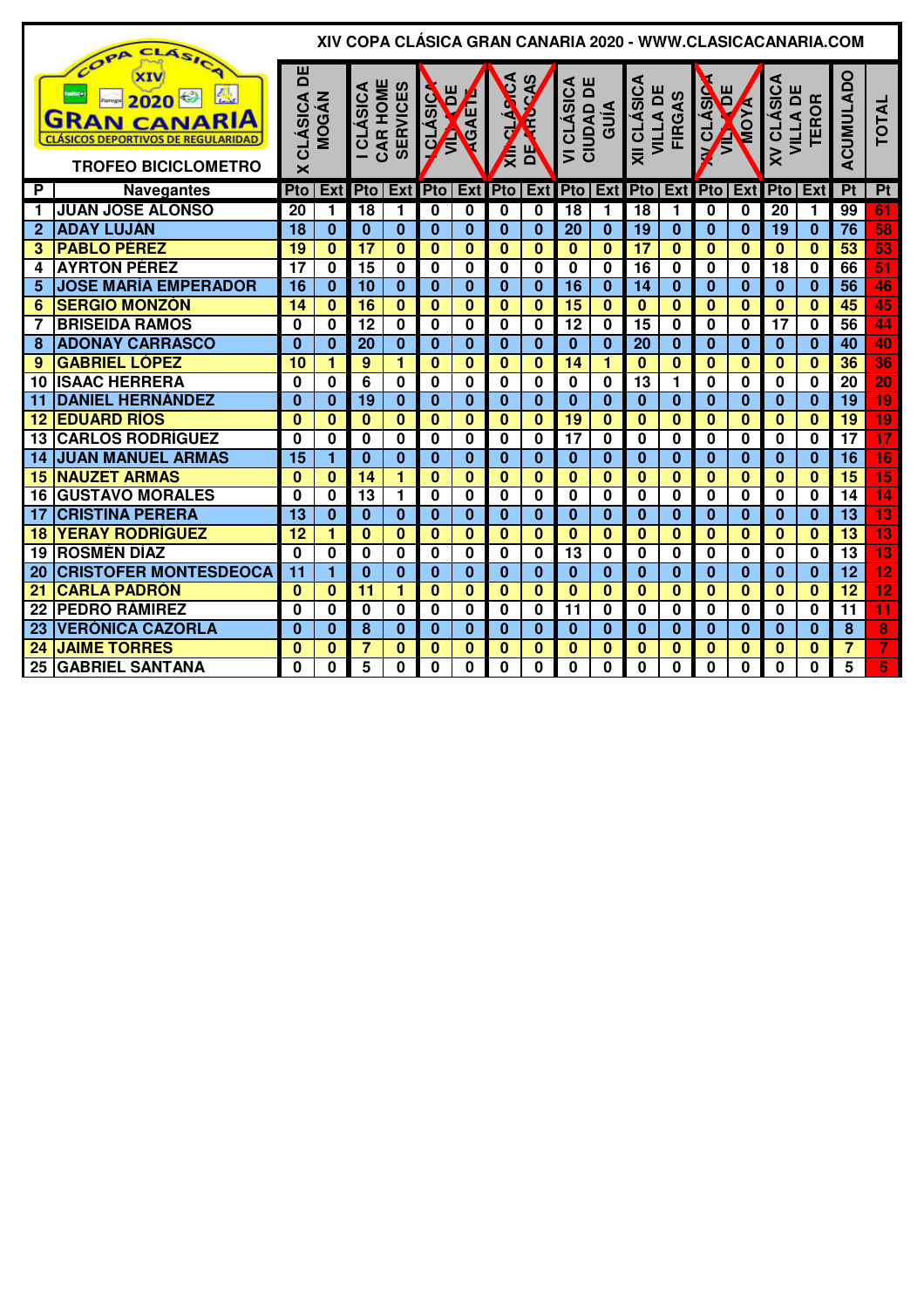# XIV COPA CLÁSICA GRAN CANARIA 2020 - WWW.CLASICACANARIA.COM

**TROFEO BICICLOMETRO**

| P | Navegantes | X CLÁSICA DE MOGÁN | | I CLÁSICA CAR HOME SERVICES | | I CLÁSICA VILLA DE AGAETE | | XIII CLÁSICA DE ARUCAS | | VI CLÁSICA CIUDAD DE GUÍA | | XII CLÁSICA VILLA DE FIRGAS | | XV CLÁSICA VILLA DE MOYA | | XV CLÁSICA VILLA DE TEROR | | ACUMULADO | TOTAL |
|---|---|---|---|---|---|---|---|---|---|---|---|---|---|---|---|---|---|---|---|
| | | Pto | Ext | Pto | Ext | Pto | Ext | Pto | Ext | Pto | Ext | Pto | Ext | Pto | Ext | Pto | Ext | Pt | Pt |
| 1 | JUAN JOSE ALONSO | 20 | 1 | 18 | 1 | 0 | 0 | 0 | 0 | 18 | 1 | 18 | 1 | 0 | 0 | 20 | 1 | 99 | 61 |
| 2 | ADAY LUJÁN | 18 | 0 | 0 | 0 | 0 | 0 | 0 | 0 | 20 | 0 | 19 | 0 | 0 | 0 | 19 | 0 | 76 | 58 |
| 3 | PABLO PÉREZ | 19 | 0 | 17 | 0 | 0 | 0 | 0 | 0 | 0 | 0 | 17 | 0 | 0 | 0 | 0 | 0 | 53 | 53 |
| 4 | AYRTON PÉREZ | 17 | 0 | 15 | 0 | 0 | 0 | 0 | 0 | 0 | 0 | 16 | 0 | 0 | 0 | 18 | 0 | 66 | 51 |
| 5 | JOSE MARÍA EMPERADOR | 16 | 0 | 10 | 0 | 0 | 0 | 0 | 0 | 16 | 0 | 14 | 0 | 0 | 0 | 0 | 0 | 56 | 46 |
| 6 | SERGIO MONZÓN | 14 | 0 | 16 | 0 | 0 | 0 | 0 | 0 | 15 | 0 | 0 | 0 | 0 | 0 | 0 | 0 | 45 | 45 |
| 7 | BRISEIDA RAMOS | 0 | 0 | 12 | 0 | 0 | 0 | 0 | 0 | 12 | 0 | 15 | 0 | 0 | 0 | 17 | 0 | 56 | 44 |
| 8 | ADONAY CARRASCO | 0 | 0 | 20 | 0 | 0 | 0 | 0 | 0 | 0 | 0 | 20 | 0 | 0 | 0 | 0 | 0 | 40 | 40 |
| 9 | GABRIEL LÓPEZ | 10 | 1 | 9 | 1 | 0 | 0 | 0 | 0 | 14 | 1 | 0 | 0 | 0 | 0 | 0 | 0 | 36 | 36 |
| 10 | ISAAC HERRERA | 0 | 0 | 6 | 0 | 0 | 0 | 0 | 0 | 0 | 0 | 13 | 1 | 0 | 0 | 0 | 0 | 20 | 20 |
| 11 | DANIEL HERNÁNDEZ | 0 | 0 | 19 | 0 | 0 | 0 | 0 | 0 | 0 | 0 | 0 | 0 | 0 | 0 | 0 | 0 | 19 | 19 |
| 12 | EDUARD RÍOS | 0 | 0 | 0 | 0 | 0 | 0 | 0 | 0 | 19 | 0 | 0 | 0 | 0 | 0 | 0 | 0 | 19 | 19 |
| 13 | CARLOS RODRÍGUEZ | 0 | 0 | 0 | 0 | 0 | 0 | 0 | 0 | 17 | 0 | 0 | 0 | 0 | 0 | 0 | 0 | 17 | 17 |
| 14 | JUAN MANUEL ARMAS | 15 | 1 | 0 | 0 | 0 | 0 | 0 | 0 | 0 | 0 | 0 | 0 | 0 | 0 | 0 | 0 | 16 | 16 |
| 15 | NAUZET ARMAS | 0 | 0 | 14 | 1 | 0 | 0 | 0 | 0 | 0 | 0 | 0 | 0 | 0 | 0 | 0 | 0 | 15 | 15 |
| 16 | GUSTAVO MORALES | 0 | 0 | 13 | 1 | 0 | 0 | 0 | 0 | 0 | 0 | 0 | 0 | 0 | 0 | 0 | 0 | 14 | 14 |
| 17 | CRISTINA PERERA | 13 | 0 | 0 | 0 | 0 | 0 | 0 | 0 | 0 | 0 | 0 | 0 | 0 | 0 | 0 | 0 | 13 | 13 |
| 18 | YERAY RODRÍGUEZ | 12 | 1 | 0 | 0 | 0 | 0 | 0 | 0 | 0 | 0 | 0 | 0 | 0 | 0 | 0 | 0 | 13 | 13 |
| 19 | ROSMEN DÍAZ | 0 | 0 | 0 | 0 | 0 | 0 | 0 | 0 | 13 | 0 | 0 | 0 | 0 | 0 | 0 | 0 | 13 | 13 |
| 20 | CRISTOFER MONTESDEOCA | 11 | 1 | 0 | 0 | 0 | 0 | 0 | 0 | 0 | 0 | 0 | 0 | 0 | 0 | 0 | 0 | 12 | 12 |
| 21 | CARLA PADRÓN | 0 | 0 | 11 | 1 | 0 | 0 | 0 | 0 | 0 | 0 | 0 | 0 | 0 | 0 | 0 | 0 | 12 | 12 |
| 22 | PEDRO RÁMIREZ | 0 | 0 | 0 | 0 | 0 | 0 | 0 | 0 | 11 | 0 | 0 | 0 | 0 | 0 | 0 | 0 | 11 | 11 |
| 23 | VERÓNICA CAZORLA | 0 | 0 | 8 | 0 | 0 | 0 | 0 | 0 | 0 | 0 | 0 | 0 | 0 | 0 | 0 | 0 | 8 | 8 |
| 24 | JAIME TORRES | 0 | 0 | 7 | 0 | 0 | 0 | 0 | 0 | 0 | 0 | 0 | 0 | 0 | 0 | 0 | 0 | 7 | 7 |
| 25 | GABRIEL SANTANA | 0 | 0 | 5 | 0 | 0 | 0 | 0 | 0 | 0 | 0 | 0 | 0 | 0 | 0 | 0 | 0 | 5 | 5 |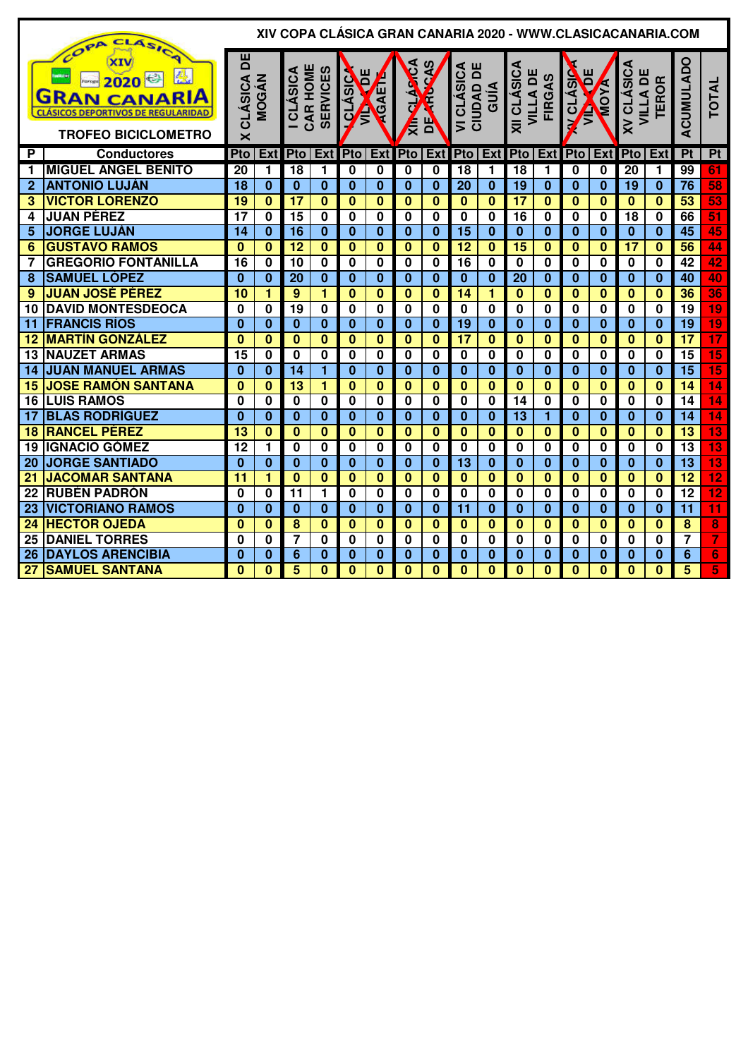# XIV COPA CLÁSICA GRAN CANARIA 2020 - WWW.CLASICACANARIA.COM

**TROFEO BICICLOMETRO**

| P | Conductores | X CLÁSICA DE MOGÁN | | I CLÁSICA CAR HOME SERVICES | | I CLÁSICA VILLA DE AGAETE | | XIII CLÁSICA DE ARUCAS | | VI CLÁSICA CIUDAD DE GUÍA | | XII CLÁSICA VILLA DE FIRGAS | | XV CLÁSICA VILLA DE MOYA | | XV CLÁSICA VILLA DE TEROR | | ACUMULADO | TOTAL |
|---|---|---|---|---|---|---|---|---|---|---|---|---|---|---|---|---|---|---|---|
| | | Pto | Ext | Pto | Ext | Pto | Ext | Pto | Ext | Pto | Ext | Pto | Ext | Pto | Ext | Pto | Ext | Pt | Pt |
| 1 | MIGUEL ANGEL BENITO | 20 | 1 | 18 | 1 | 0 | 0 | 0 | 0 | 18 | 1 | 18 | 1 | 0 | 0 | 20 | 1 | 99 | 61 |
| 2 | ANTONIO LUJÁN | 18 | 0 | 0 | 0 | 0 | 0 | 0 | 0 | 20 | 0 | 19 | 0 | 0 | 0 | 19 | 0 | 76 | 58 |
| 3 | VICTOR LORENZO | 19 | 0 | 17 | 0 | 0 | 0 | 0 | 0 | 0 | 0 | 17 | 0 | 0 | 0 | 0 | 0 | 53 | 53 |
| 4 | JUAN PÉREZ | 17 | 0 | 15 | 0 | 0 | 0 | 0 | 0 | 0 | 0 | 16 | 0 | 0 | 0 | 18 | 0 | 66 | 51 |
| 5 | JORGE LUJÁN | 14 | 0 | 16 | 0 | 0 | 0 | 0 | 0 | 15 | 0 | 0 | 0 | 0 | 0 | 0 | 0 | 45 | 45 |
| 6 | GUSTAVO RAMOS | 0 | 0 | 12 | 0 | 0 | 0 | 0 | 0 | 12 | 0 | 15 | 0 | 0 | 0 | 17 | 0 | 56 | 44 |
| 7 | GREGORIO FONTANILLA | 16 | 0 | 10 | 0 | 0 | 0 | 0 | 0 | 16 | 0 | 0 | 0 | 0 | 0 | 0 | 0 | 42 | 42 |
| 8 | SAMUEL LÓPEZ | 0 | 0 | 20 | 0 | 0 | 0 | 0 | 0 | 0 | 0 | 20 | 0 | 0 | 0 | 0 | 0 | 40 | 40 |
| 9 | JUAN JOSÉ PÉREZ | 10 | 1 | 9 | 1 | 0 | 0 | 0 | 0 | 14 | 1 | 0 | 0 | 0 | 0 | 0 | 0 | 36 | 36 |
| 10 | DAVID MONTESDEOCA | 0 | 0 | 19 | 0 | 0 | 0 | 0 | 0 | 0 | 0 | 0 | 0 | 0 | 0 | 0 | 0 | 19 | 19 |
| 11 | FRANCIS RÍOS | 0 | 0 | 0 | 0 | 0 | 0 | 0 | 0 | 19 | 0 | 0 | 0 | 0 | 0 | 0 | 0 | 19 | 19 |
| 12 | MARTÍN GONZÁLEZ | 0 | 0 | 0 | 0 | 0 | 0 | 0 | 0 | 17 | 0 | 0 | 0 | 0 | 0 | 0 | 0 | 17 | 17 |
| 13 | NAUZET ARMAS | 15 | 0 | 0 | 0 | 0 | 0 | 0 | 0 | 0 | 0 | 0 | 0 | 0 | 0 | 0 | 0 | 15 | 15 |
| 14 | JUAN MANUEL ARMAS | 0 | 0 | 14 | 1 | 0 | 0 | 0 | 0 | 0 | 0 | 0 | 0 | 0 | 0 | 0 | 0 | 15 | 15 |
| 15 | JOSE RAMÓN SANTANA | 0 | 0 | 13 | 1 | 0 | 0 | 0 | 0 | 0 | 0 | 0 | 0 | 0 | 0 | 0 | 0 | 14 | 14 |
| 16 | LUIS RAMOS | 0 | 0 | 0 | 0 | 0 | 0 | 0 | 0 | 0 | 0 | 14 | 0 | 0 | 0 | 0 | 0 | 14 | 14 |
| 17 | BLAS RODRÍGUEZ | 0 | 0 | 0 | 0 | 0 | 0 | 0 | 0 | 0 | 0 | 13 | 1 | 0 | 0 | 0 | 0 | 14 | 14 |
| 18 | RANCEL PÉREZ | 13 | 0 | 0 | 0 | 0 | 0 | 0 | 0 | 0 | 0 | 0 | 0 | 0 | 0 | 0 | 0 | 13 | 13 |
| 19 | IGNACIO GÓMEZ | 12 | 1 | 0 | 0 | 0 | 0 | 0 | 0 | 0 | 0 | 0 | 0 | 0 | 0 | 0 | 0 | 13 | 13 |
| 20 | JORGE SANTIADO | 0 | 0 | 0 | 0 | 0 | 0 | 0 | 0 | 13 | 0 | 0 | 0 | 0 | 0 | 0 | 0 | 13 | 13 |
| 21 | JACOMAR SANTANA | 11 | 1 | 0 | 0 | 0 | 0 | 0 | 0 | 0 | 0 | 0 | 0 | 0 | 0 | 0 | 0 | 12 | 12 |
| 22 | RUBÉN PADRÓN | 0 | 0 | 11 | 1 | 0 | 0 | 0 | 0 | 0 | 0 | 0 | 0 | 0 | 0 | 0 | 0 | 12 | 12 |
| 23 | VICTORIANO RAMOS | 0 | 0 | 0 | 0 | 0 | 0 | 0 | 0 | 11 | 0 | 0 | 0 | 0 | 0 | 0 | 0 | 11 | 11 |
| 24 | HECTOR OJEDA | 0 | 0 | 8 | 0 | 0 | 0 | 0 | 0 | 0 | 0 | 0 | 0 | 0 | 0 | 0 | 0 | 8 | 8 |
| 25 | DANIEL TORRES | 0 | 0 | 7 | 0 | 0 | 0 | 0 | 0 | 0 | 0 | 0 | 0 | 0 | 0 | 0 | 0 | 7 | 7 |
| 26 | DAYLOS ARENCIBIA | 0 | 0 | 6 | 0 | 0 | 0 | 0 | 0 | 0 | 0 | 0 | 0 | 0 | 0 | 0 | 0 | 6 | 6 |
| 27 | SAMUEL SANTANA | 0 | 0 | 5 | 0 | 0 | 0 | 0 | 0 | 0 | 0 | 0 | 0 | 0 | 0 | 0 | 0 | 5 | 5 |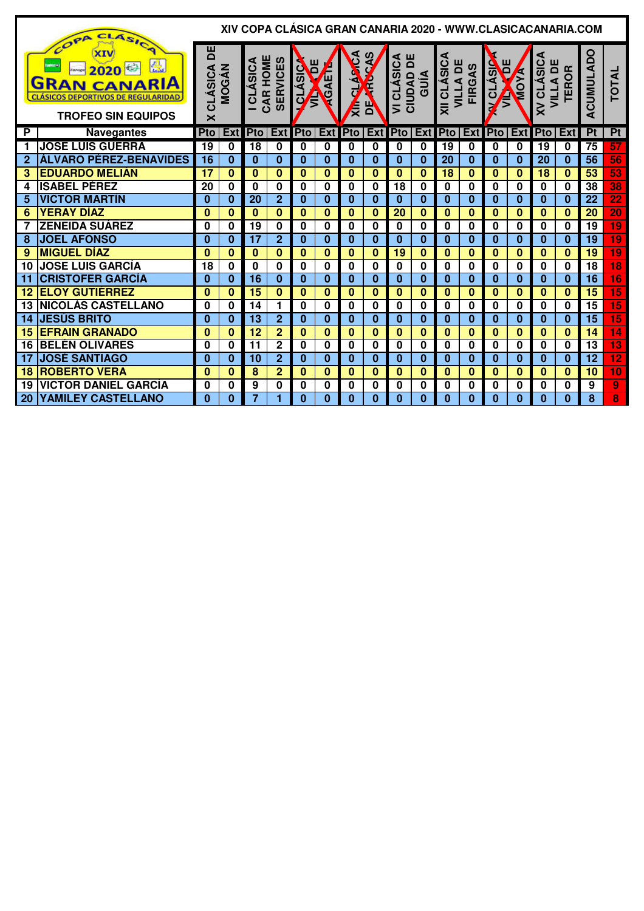# XIV COPA CLÁSICA GRAN CANARIA 2020 - WWW.CLASICACANARIA.COM

COPA CLÁSICA XIV 2020 GRAN CANARIA CLÁSICOS DEPORTIVOS DE REGULARIDAD

**TROFEO SIN EQUIPOS**

| P | Navegantes | X CLÁSICA DE MOGÁN | | I CLÁSICA CAR HOME SERVICES | | I CLÁSICA VILLA DE AGAETE | | XIII CLÁSICA DE ARUCAS | | VI CLÁSICA CIUDAD DE GUÍA | | XII CLÁSICA VILLA DE FIRGAS | | XV CLÁSICA VILLA DE MOYA | | XV CLÁSICA VILLA DE TEROR | | ACUMULADO | TOTAL |
|---|---|---|---|---|---|---|---|---|---|---|---|---|---|---|---|---|---|---|---|
| | | Pto | Ext | Pto | Ext | Pto | Ext | Pto | Ext | Pto | Ext | Pto | Ext | Pto | Ext | Pto | Ext | Pt | Pt |
| 1 | JOSE LUIS GUERRA | 19 | 0 | 18 | 0 | 0 | 0 | 0 | 0 | 0 | 0 | 19 | 0 | 0 | 0 | 19 | 0 | 75 | 57 |
| 2 | ÁLVARO PÉREZ-BENAVIDES | 16 | 0 | 0 | 0 | 0 | 0 | 0 | 0 | 0 | 0 | 20 | 0 | 0 | 0 | 20 | 0 | 56 | 56 |
| 3 | EDUARDO MELIÁN | 17 | 0 | 0 | 0 | 0 | 0 | 0 | 0 | 0 | 0 | 18 | 0 | 0 | 0 | 18 | 0 | 53 | 53 |
| 4 | ISABEL PÉREZ | 20 | 0 | 0 | 0 | 0 | 0 | 0 | 0 | 18 | 0 | 0 | 0 | 0 | 0 | 0 | 0 | 38 | 38 |
| 5 | VICTOR MARTÍN | 0 | 0 | 20 | 2 | 0 | 0 | 0 | 0 | 0 | 0 | 0 | 0 | 0 | 0 | 0 | 0 | 22 | 22 |
| 6 | YERAY DÍAZ | 0 | 0 | 0 | 0 | 0 | 0 | 0 | 0 | 20 | 0 | 0 | 0 | 0 | 0 | 0 | 0 | 20 | 20 |
| 7 | ZENEIDA SUÁREZ | 0 | 0 | 19 | 0 | 0 | 0 | 0 | 0 | 0 | 0 | 0 | 0 | 0 | 0 | 0 | 0 | 19 | 19 |
| 8 | JOEL AFONSO | 0 | 0 | 17 | 2 | 0 | 0 | 0 | 0 | 0 | 0 | 0 | 0 | 0 | 0 | 0 | 0 | 19 | 19 |
| 9 | MIGUEL DÍAZ | 0 | 0 | 0 | 0 | 0 | 0 | 0 | 0 | 19 | 0 | 0 | 0 | 0 | 0 | 0 | 0 | 19 | 19 |
| 10 | JOSE LUIS GARCÍA | 18 | 0 | 0 | 0 | 0 | 0 | 0 | 0 | 0 | 0 | 0 | 0 | 0 | 0 | 0 | 0 | 18 | 18 |
| 11 | CRISTOFER GARCÍA | 0 | 0 | 16 | 0 | 0 | 0 | 0 | 0 | 0 | 0 | 0 | 0 | 0 | 0 | 0 | 0 | 16 | 16 |
| 12 | ELOY GUTIÉRREZ | 0 | 0 | 15 | 0 | 0 | 0 | 0 | 0 | 0 | 0 | 0 | 0 | 0 | 0 | 0 | 0 | 15 | 15 |
| 13 | NICOLÁS CASTELLANO | 0 | 0 | 14 | 1 | 0 | 0 | 0 | 0 | 0 | 0 | 0 | 0 | 0 | 0 | 0 | 0 | 15 | 15 |
| 14 | JESÚS BRITO | 0 | 0 | 13 | 2 | 0 | 0 | 0 | 0 | 0 | 0 | 0 | 0 | 0 | 0 | 0 | 0 | 15 | 15 |
| 15 | EFRAIN GRANADO | 0 | 0 | 12 | 2 | 0 | 0 | 0 | 0 | 0 | 0 | 0 | 0 | 0 | 0 | 0 | 0 | 14 | 14 |
| 16 | BELÉN OLIVARES | 0 | 0 | 11 | 2 | 0 | 0 | 0 | 0 | 0 | 0 | 0 | 0 | 0 | 0 | 0 | 0 | 13 | 13 |
| 17 | JOSÉ SANTIAGO | 0 | 0 | 10 | 2 | 0 | 0 | 0 | 0 | 0 | 0 | 0 | 0 | 0 | 0 | 0 | 0 | 12 | 12 |
| 18 | ROBERTO VERA | 0 | 0 | 8 | 2 | 0 | 0 | 0 | 0 | 0 | 0 | 0 | 0 | 0 | 0 | 0 | 0 | 10 | 10 |
| 19 | VICTOR DANIEL GARCÍA | 0 | 0 | 9 | 0 | 0 | 0 | 0 | 0 | 0 | 0 | 0 | 0 | 0 | 0 | 0 | 0 | 9 | 9 |
| 20 | YAMILEY CASTELLANO | 0 | 0 | 7 | 1 | 0 | 0 | 0 | 0 | 0 | 0 | 0 | 0 | 0 | 0 | 0 | 0 | 8 | 8 |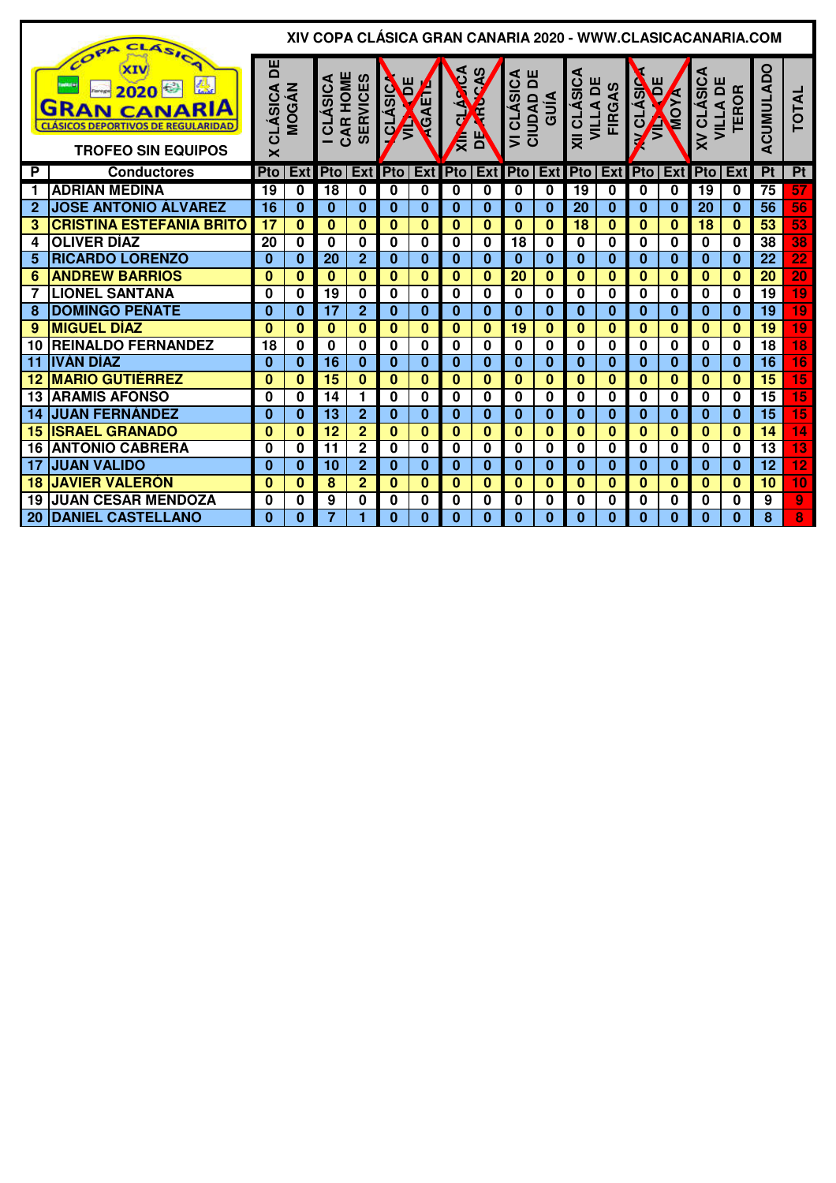# XIV COPA CLÁSICA GRAN CANARIA 2020 - WWW.CLASICACANARIA.COM

**TROFEO SIN EQUIPOS**

| P | Conductores | X CLÁSICA DE MOGÁN | | I CLÁSICA CAR HOME SERVICES | | I CLÁSICA VILLA DE AGAETE | | XIII CLÁSICA DE ARUCAS | | VI CLÁSICA CIUDAD DE GUÍA | | XII CLÁSICA VILLA DE FIRGAS | | XV CLÁSICA VILLA DE MOYA | | XV CLÁSICA VILLA DE TEROR | | ACUMULADO | TOTAL |
|---|---|---|---|---|---|---|---|---|---|---|---|---|---|---|---|---|---|---|---|
| | | Pto | Ext | Pto | Ext | Pto | Ext | Pto | Ext | Pto | Ext | Pto | Ext | Pto | Ext | Pto | Ext | Pt | Pt |
| 1 | ADRIAN MEDINA | 19 | 0 | 18 | 0 | 0 | 0 | 0 | 0 | 0 | 0 | 19 | 0 | 0 | 0 | 19 | 0 | 75 | 57 |
| 2 | JOSE ANTONIO ÁLVAREZ | 16 | 0 | 0 | 0 | 0 | 0 | 0 | 0 | 0 | 0 | 20 | 0 | 0 | 0 | 20 | 0 | 56 | 56 |
| 3 | CRISTINA ESTEFANIA BRITO | 17 | 0 | 0 | 0 | 0 | 0 | 0 | 0 | 0 | 0 | 18 | 0 | 0 | 0 | 18 | 0 | 53 | 53 |
| 4 | OLIVER DÍAZ | 20 | 0 | 0 | 0 | 0 | 0 | 0 | 0 | 18 | 0 | 0 | 0 | 0 | 0 | 0 | 0 | 38 | 38 |
| 5 | RICARDO LORENZO | 0 | 0 | 20 | 2 | 0 | 0 | 0 | 0 | 0 | 0 | 0 | 0 | 0 | 0 | 0 | 0 | 22 | 22 |
| 6 | ANDREW BARRIOS | 0 | 0 | 0 | 0 | 0 | 0 | 0 | 0 | 20 | 0 | 0 | 0 | 0 | 0 | 0 | 0 | 20 | 20 |
| 7 | LIONEL SANTANA | 0 | 0 | 19 | 0 | 0 | 0 | 0 | 0 | 0 | 0 | 0 | 0 | 0 | 0 | 0 | 0 | 19 | 19 |
| 8 | DOMINGO PEÑATE | 0 | 0 | 17 | 2 | 0 | 0 | 0 | 0 | 0 | 0 | 0 | 0 | 0 | 0 | 0 | 0 | 19 | 19 |
| 9 | MIGUEL DÍAZ | 0 | 0 | 0 | 0 | 0 | 0 | 0 | 0 | 19 | 0 | 0 | 0 | 0 | 0 | 0 | 0 | 19 | 19 |
| 10 | REINALDO FERNANDEZ | 18 | 0 | 0 | 0 | 0 | 0 | 0 | 0 | 0 | 0 | 0 | 0 | 0 | 0 | 0 | 0 | 18 | 18 |
| 11 | IVÁN DÍAZ | 0 | 0 | 16 | 0 | 0 | 0 | 0 | 0 | 0 | 0 | 0 | 0 | 0 | 0 | 0 | 0 | 16 | 16 |
| 12 | MARIO GUTIÉRREZ | 0 | 0 | 15 | 0 | 0 | 0 | 0 | 0 | 0 | 0 | 0 | 0 | 0 | 0 | 0 | 0 | 15 | 15 |
| 13 | ARAMIS AFONSO | 0 | 0 | 14 | 1 | 0 | 0 | 0 | 0 | 0 | 0 | 0 | 0 | 0 | 0 | 0 | 0 | 15 | 15 |
| 14 | JUAN FERNÁNDEZ | 0 | 0 | 13 | 2 | 0 | 0 | 0 | 0 | 0 | 0 | 0 | 0 | 0 | 0 | 0 | 0 | 15 | 15 |
| 15 | ISRAEL GRANADO | 0 | 0 | 12 | 2 | 0 | 0 | 0 | 0 | 0 | 0 | 0 | 0 | 0 | 0 | 0 | 0 | 14 | 14 |
| 16 | ANTONIO CABRERA | 0 | 0 | 11 | 2 | 0 | 0 | 0 | 0 | 0 | 0 | 0 | 0 | 0 | 0 | 0 | 0 | 13 | 13 |
| 17 | JUAN VALIDO | 0 | 0 | 10 | 2 | 0 | 0 | 0 | 0 | 0 | 0 | 0 | 0 | 0 | 0 | 0 | 0 | 12 | 12 |
| 18 | JAVIER VALERÓN | 0 | 0 | 8 | 2 | 0 | 0 | 0 | 0 | 0 | 0 | 0 | 0 | 0 | 0 | 0 | 0 | 10 | 10 |
| 19 | JUAN CESAR MENDOZA | 0 | 0 | 9 | 0 | 0 | 0 | 0 | 0 | 0 | 0 | 0 | 0 | 0 | 0 | 0 | 0 | 9 | 9 |
| 20 | DANIEL CASTELLANO | 0 | 0 | 7 | 1 | 0 | 0 | 0 | 0 | 0 | 0 | 0 | 0 | 0 | 0 | 0 | 0 | 8 | 8 |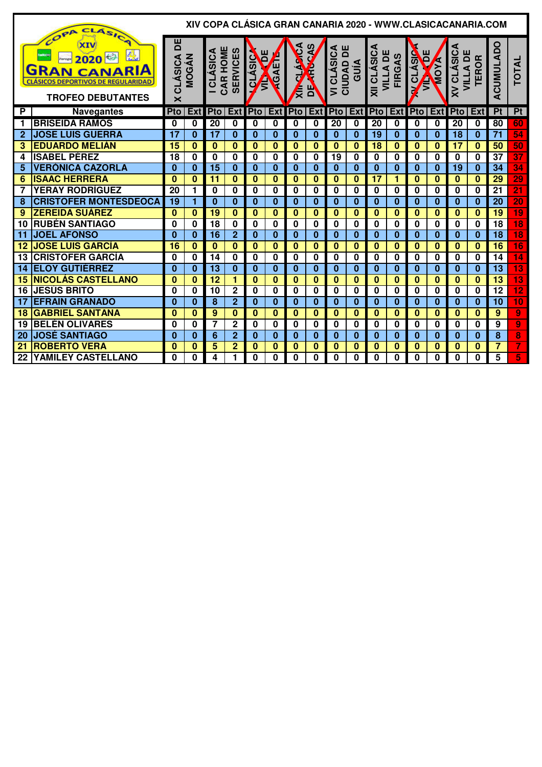# XIV COPA CLÁSICA GRAN CANARIA 2020 - WWW.CLASICACANARIA.COM

## TROFEO DEBUTANTES

| P | Navegantes | X CLÁSICA DE MOGÁN | | I CLÁSICA CAR HOME SERVICES | | I CLÁSICA VILLA DE AGAETE | | XIII CLÁSICA DE ARUCAS | | VI CLÁSICA CIUDAD DE GUÍA | | XII CLÁSICA VILLA DE FIRGAS | | XV CLÁSICA VILLA DE MOYA | | XV CLÁSICA VILLA DE TEROR | | ACUMULADO | TOTAL |
|---|---|---|---|---|---|---|---|---|---|---|---|---|---|---|---|---|---|---|---|
| | | Pto | Ext | Pto | Ext | Pto | Ext | Pto | Ext | Pto | Ext | Pto | Ext | Pto | Ext | Pto | Ext | Pt | Pt |
| 1 | BRISEIDA RAMOS | 0 | 0 | 20 | 0 | 0 | 0 | 0 | 0 | 20 | 0 | 20 | 0 | 0 | 0 | 20 | 0 | 80 | 60 |
| 2 | JOSE LUIS GUERRA | 17 | 0 | 17 | 0 | 0 | 0 | 0 | 0 | 0 | 0 | 19 | 0 | 0 | 0 | 18 | 0 | 71 | 54 |
| 3 | EDUARDO MELIÁN | 15 | 0 | 0 | 0 | 0 | 0 | 0 | 0 | 0 | 0 | 18 | 0 | 0 | 0 | 17 | 0 | 50 | 50 |
| 4 | ISABEL PÉREZ | 18 | 0 | 0 | 0 | 0 | 0 | 0 | 0 | 19 | 0 | 0 | 0 | 0 | 0 | 0 | 0 | 37 | 37 |
| 5 | VERÓNICA CAZORLA | 0 | 0 | 15 | 0 | 0 | 0 | 0 | 0 | 0 | 0 | 0 | 0 | 0 | 0 | 19 | 0 | 34 | 34 |
| 6 | ISAAC HERRERA | 0 | 0 | 11 | 0 | 0 | 0 | 0 | 0 | 0 | 0 | 17 | 1 | 0 | 0 | 0 | 0 | 29 | 29 |
| 7 | YERAY RODRIGUEZ | 20 | 1 | 0 | 0 | 0 | 0 | 0 | 0 | 0 | 0 | 0 | 0 | 0 | 0 | 0 | 0 | 21 | 21 |
| 8 | CRISTOFER MONTESDEOCA | 19 | 1 | 0 | 0 | 0 | 0 | 0 | 0 | 0 | 0 | 0 | 0 | 0 | 0 | 0 | 0 | 20 | 20 |
| 9 | ZEREIDA SUÁREZ | 0 | 0 | 19 | 0 | 0 | 0 | 0 | 0 | 0 | 0 | 0 | 0 | 0 | 0 | 0 | 0 | 19 | 19 |
| 10 | RUBÉN SANTIAGO | 0 | 0 | 18 | 0 | 0 | 0 | 0 | 0 | 0 | 0 | 0 | 0 | 0 | 0 | 0 | 0 | 18 | 18 |
| 11 | JOEL AFONSO | 0 | 0 | 16 | 2 | 0 | 0 | 0 | 0 | 0 | 0 | 0 | 0 | 0 | 0 | 0 | 0 | 18 | 18 |
| 12 | JOSE LUIS GARCÍA | 16 | 0 | 0 | 0 | 0 | 0 | 0 | 0 | 0 | 0 | 0 | 0 | 0 | 0 | 0 | 0 | 16 | 16 |
| 13 | CRISTOFER GARCÍA | 0 | 0 | 14 | 0 | 0 | 0 | 0 | 0 | 0 | 0 | 0 | 0 | 0 | 0 | 0 | 0 | 14 | 14 |
| 14 | ELOY GUTIÉRREZ | 0 | 0 | 13 | 0 | 0 | 0 | 0 | 0 | 0 | 0 | 0 | 0 | 0 | 0 | 0 | 0 | 13 | 13 |
| 15 | NICOLÁS CASTELLANO | 0 | 0 | 12 | 1 | 0 | 0 | 0 | 0 | 0 | 0 | 0 | 0 | 0 | 0 | 0 | 0 | 13 | 13 |
| 16 | JESÚS BRITO | 0 | 0 | 10 | 2 | 0 | 0 | 0 | 0 | 0 | 0 | 0 | 0 | 0 | 0 | 0 | 0 | 12 | 12 |
| 17 | EFRAIN GRANADO | 0 | 0 | 8 | 2 | 0 | 0 | 0 | 0 | 0 | 0 | 0 | 0 | 0 | 0 | 0 | 0 | 10 | 10 |
| 18 | GABRIEL SANTANA | 0 | 0 | 9 | 0 | 0 | 0 | 0 | 0 | 0 | 0 | 0 | 0 | 0 | 0 | 0 | 0 | 9 | 9 |
| 19 | BELÉN OLIVARES | 0 | 0 | 7 | 2 | 0 | 0 | 0 | 0 | 0 | 0 | 0 | 0 | 0 | 0 | 0 | 0 | 9 | 9 |
| 20 | JOSÉ SANTIAGO | 0 | 0 | 6 | 2 | 0 | 0 | 0 | 0 | 0 | 0 | 0 | 0 | 0 | 0 | 0 | 0 | 8 | 8 |
| 21 | ROBERTO VERA | 0 | 0 | 5 | 2 | 0 | 0 | 0 | 0 | 0 | 0 | 0 | 0 | 0 | 0 | 0 | 0 | 7 | 7 |
| 22 | YAMILEY CASTELLANO | 0 | 0 | 4 | 1 | 0 | 0 | 0 | 0 | 0 | 0 | 0 | 0 | 0 | 0 | 0 | 0 | 5 | 5 |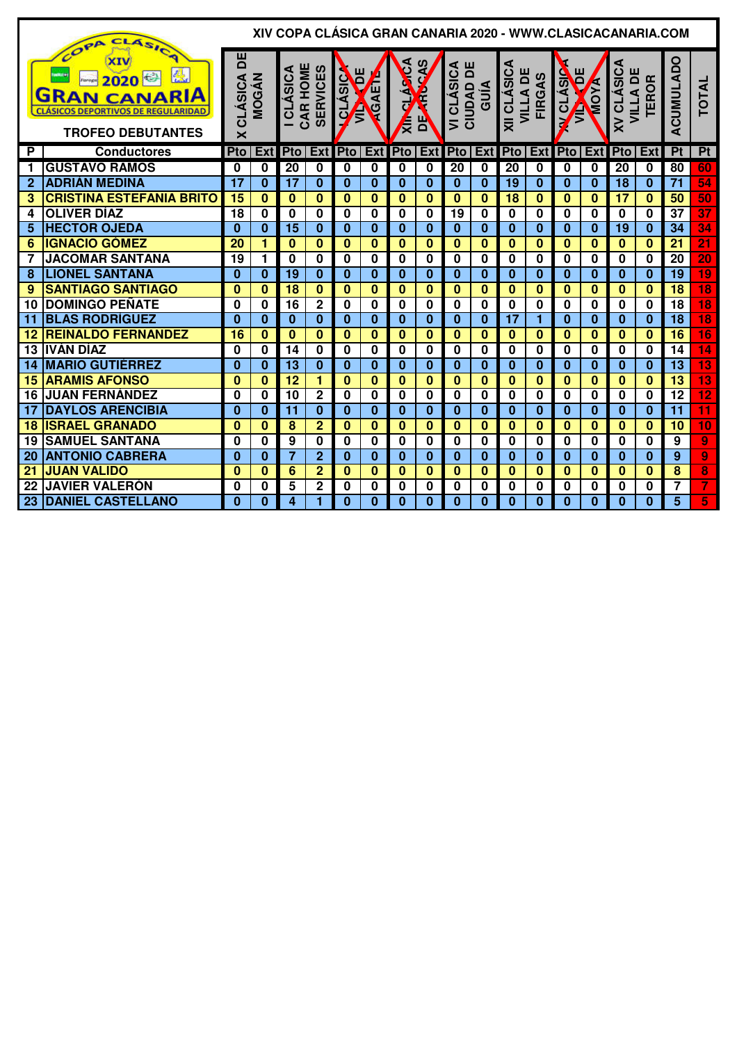# XIV COPA CLÁSICA GRAN CANARIA 2020 - WWW.CLASICACANARIA.COM

## TROFEO DEBUTANTES

| P | Conductores | X CLÁSICA DE MOGÁN | | I CLÁSICA CAR HOME SERVICES | | I CLÁSICA VILLA DE AGAETE | | XIII CLÁSICA DE ARUCAS | | VI CLÁSICA CIUDAD DE GUÍA | | XII CLÁSICA VILLA DE FIRGAS | | XV CLÁSICA VILLA DE MOYA | | XV CLÁSICA VILLA DE TEROR | | ACUMULADO | TOTAL |
|---|---|---|---|---|---|---|---|---|---|---|---|---|---|---|---|---|---|---|---|
| | | Pto | Ext | Pto | Ext | Pto | Ext | Pto | Ext | Pto | Ext | Pto | Ext | Pto | Ext | Pto | Ext | Pt | Pt |
| 1 | GUSTAVO RAMOS | 0 | 0 | 20 | 0 | 0 | 0 | 0 | 0 | 20 | 0 | 20 | 0 | 0 | 0 | 20 | 0 | 80 | 60 |
| 2 | ADRIÁN MEDINA | 17 | 0 | 17 | 0 | 0 | 0 | 0 | 0 | 0 | 0 | 19 | 0 | 0 | 0 | 18 | 0 | 71 | 54 |
| 3 | CRISTINA ESTEFANIA BRITO | 15 | 0 | 0 | 0 | 0 | 0 | 0 | 0 | 0 | 0 | 18 | 0 | 0 | 0 | 17 | 0 | 50 | 50 |
| 4 | OLIVER DÍAZ | 18 | 0 | 0 | 0 | 0 | 0 | 0 | 0 | 19 | 0 | 0 | 0 | 0 | 0 | 0 | 0 | 37 | 37 |
| 5 | HECTOR OJEDA | 0 | 0 | 15 | 0 | 0 | 0 | 0 | 0 | 0 | 0 | 0 | 0 | 0 | 0 | 19 | 0 | 34 | 34 |
| 6 | IGNACIO GÓMEZ | 20 | 1 | 0 | 0 | 0 | 0 | 0 | 0 | 0 | 0 | 0 | 0 | 0 | 0 | 0 | 0 | 21 | 21 |
| 7 | JACOMAR SANTANA | 19 | 1 | 0 | 0 | 0 | 0 | 0 | 0 | 0 | 0 | 0 | 0 | 0 | 0 | 0 | 0 | 20 | 20 |
| 8 | LIONEL SANTANA | 0 | 0 | 19 | 0 | 0 | 0 | 0 | 0 | 0 | 0 | 0 | 0 | 0 | 0 | 0 | 0 | 19 | 19 |
| 9 | SANTIAGO SANTIAGO | 0 | 0 | 18 | 0 | 0 | 0 | 0 | 0 | 0 | 0 | 0 | 0 | 0 | 0 | 0 | 0 | 18 | 18 |
| 10 | DOMINGO PEÑATE | 0 | 0 | 16 | 2 | 0 | 0 | 0 | 0 | 0 | 0 | 0 | 0 | 0 | 0 | 0 | 0 | 18 | 18 |
| 11 | BLAS RODRÍGUEZ | 0 | 0 | 0 | 0 | 0 | 0 | 0 | 0 | 0 | 0 | 17 | 1 | 0 | 0 | 0 | 0 | 18 | 18 |
| 12 | REINALDO FERNANDEZ | 16 | 0 | 0 | 0 | 0 | 0 | 0 | 0 | 0 | 0 | 0 | 0 | 0 | 0 | 0 | 0 | 16 | 16 |
| 13 | IVÁN DÍAZ | 0 | 0 | 14 | 0 | 0 | 0 | 0 | 0 | 0 | 0 | 0 | 0 | 0 | 0 | 0 | 0 | 14 | 14 |
| 14 | MARIO GUTIÉRREZ | 0 | 0 | 13 | 0 | 0 | 0 | 0 | 0 | 0 | 0 | 0 | 0 | 0 | 0 | 0 | 0 | 13 | 13 |
| 15 | ARAMIS AFONSO | 0 | 0 | 12 | 1 | 0 | 0 | 0 | 0 | 0 | 0 | 0 | 0 | 0 | 0 | 0 | 0 | 13 | 13 |
| 16 | JUAN FERNÁNDEZ | 0 | 0 | 10 | 2 | 0 | 0 | 0 | 0 | 0 | 0 | 0 | 0 | 0 | 0 | 0 | 0 | 12 | 12 |
| 17 | DAYLOS ARENCIBIA | 0 | 0 | 11 | 0 | 0 | 0 | 0 | 0 | 0 | 0 | 0 | 0 | 0 | 0 | 0 | 0 | 11 | 11 |
| 18 | ISRAEL GRANADO | 0 | 0 | 8 | 2 | 0 | 0 | 0 | 0 | 0 | 0 | 0 | 0 | 0 | 0 | 0 | 0 | 10 | 10 |
| 19 | SAMUEL SANTANA | 0 | 0 | 9 | 0 | 0 | 0 | 0 | 0 | 0 | 0 | 0 | 0 | 0 | 0 | 0 | 0 | 9 | 9 |
| 20 | ANTONIO CABRERA | 0 | 0 | 7 | 2 | 0 | 0 | 0 | 0 | 0 | 0 | 0 | 0 | 0 | 0 | 0 | 0 | 9 | 9 |
| 21 | JUAN VALIDO | 0 | 0 | 6 | 2 | 0 | 0 | 0 | 0 | 0 | 0 | 0 | 0 | 0 | 0 | 0 | 0 | 8 | 8 |
| 22 | JAVIER VALERÓN | 0 | 0 | 5 | 2 | 0 | 0 | 0 | 0 | 0 | 0 | 0 | 0 | 0 | 0 | 0 | 0 | 7 | 7 |
| 23 | DANIEL CASTELLANO | 0 | 0 | 4 | 1 | 0 | 0 | 0 | 0 | 0 | 0 | 0 | 0 | 0 | 0 | 0 | 0 | 5 | 5 |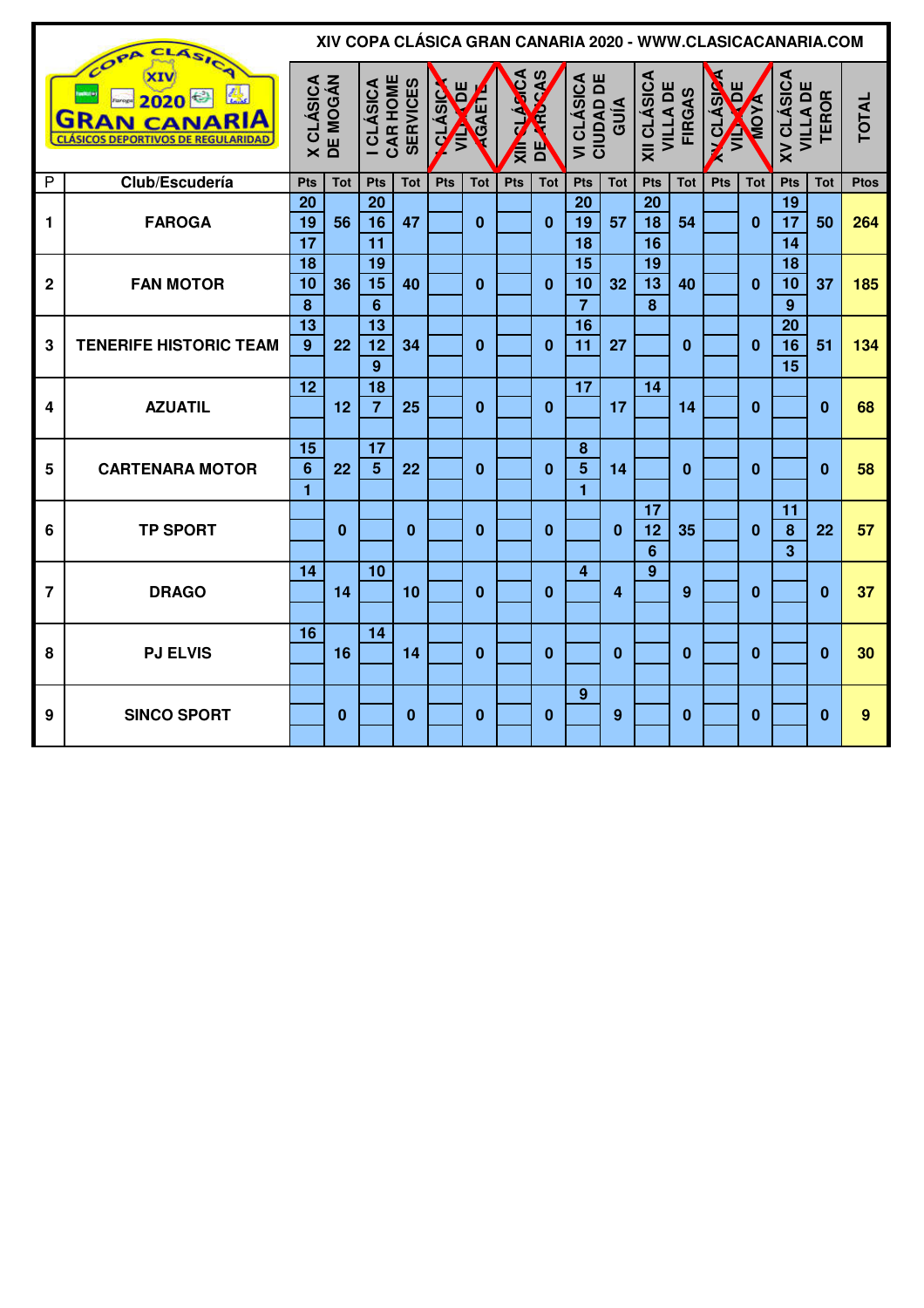# XIV COPA CLÁSICA GRAN CANARIA 2020 - WWW.CLASICACANARIA.COM

| P | Club/Escudería | X CLÁSICA DE MOGÁN | | I CLÁSICA CAR HOME SERVICES | | I CLÁSICA VILLA DE AGAETE | | XIII CLÁSICA DE ARUCAS | | VI CLÁSICA CIUDAD DE GUÍA | | XII CLÁSICA VILLA DE FIRGAS | | XV CLÁSICA VILLA DE MOYA | | XV CLÁSICA VILLA DE TEROR | | TOTAL |
|---|---|---|---|---|---|---|---|---|---|---|---|---|---|---|---|---|---|---|
| | | Pts | Tot | Pts | Tot | Pts | Tot | Pts | Tot | Pts | Tot | Pts | Tot | Pts | Tot | Pts | Tot | Ptos |
| 1 | FAROGA | 20 19 17 | 56 | 20 16 11 | 47 | | 0 | | 0 | 20 19 18 | 57 | 20 18 16 | 54 | | 0 | 19 17 14 | 50 | 264 |
| 2 | FAN MOTOR | 18 10 8 | 36 | 19 15 6 | 40 | | 0 | | 0 | 15 10 7 | 32 | 19 13 8 | 40 | | 0 | 18 10 9 | 37 | 185 |
| 3 | TENERIFE HISTORIC TEAM | 13 9 | 22 | 13 12 9 | 34 | | 0 | | 0 | 16 11 | 27 | | 0 | | 0 | 20 16 15 | 51 | 134 |
| 4 | AZUATIL | 12 | 12 | 18 7 | 25 | | 0 | | 0 | 17 | 17 | 14 | 14 | | 0 | | 0 | 68 |
| 5 | CARTENARA MOTOR | 15 6 1 | 22 | 17 5 | 22 | | 0 | | 0 | 8 5 1 | 14 | | 0 | | 0 | | 0 | 58 |
| 6 | TP SPORT | | 0 | | 0 | | 0 | | 0 | | 0 | 17 12 6 | 35 | | 0 | 11 8 3 | 22 | 57 |
| 7 | DRAGO | 14 | 14 | 10 | 10 | | 0 | | 0 | 4 | 4 | 9 | 9 | | 0 | | 0 | 37 |
| 8 | PJ ELVIS | 16 | 16 | 14 | 14 | | 0 | | 0 | | 0 | | 0 | | 0 | | 0 | 30 |
| 9 | SINCO SPORT | | 0 | | 0 | | 0 | | 0 | 9 | 9 | | 0 | | 0 | | 0 | 9 |